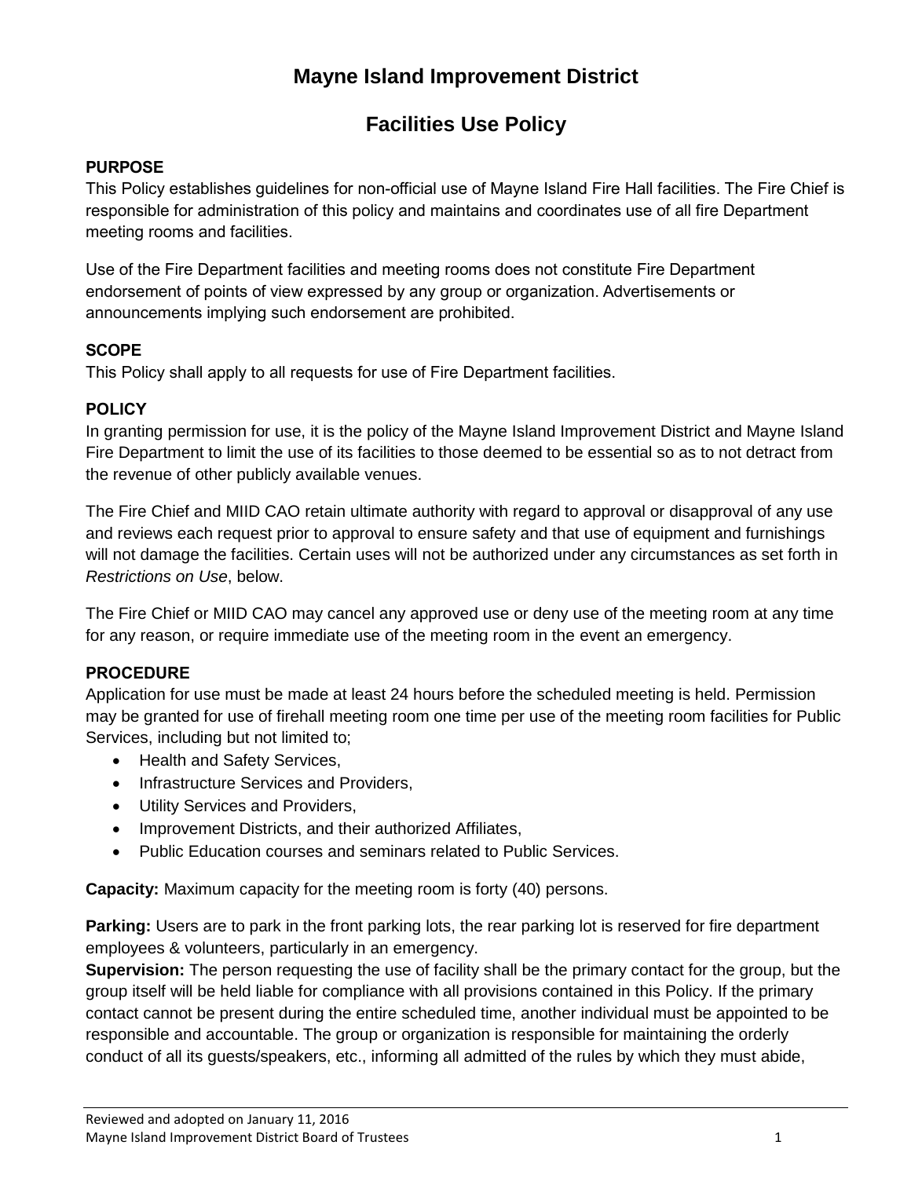# Mayne Island Improvement District

## Facilities Use Policy

### PURPOSE

This Policy establishes guidelines for non-official use of Mayne Island Fire Hall facilities. The Fire Chief is responsible for administration of this policy and maintains and coordinates use of all fire Department meeting rooms and facilities.

Use of the Fire Department facilities and meeting rooms does not constitute Fire Department endorsement of points of view expressed by any group or organization. Advertisements or announcements implying such endorsement are prohibited.

### SCOPE

This Policy shall apply to all requests for use of Fire Department facilities.

### POLICY

In granting permission for use, it is the policy of the Mayne Island Improvement District and Mayne Island Fire Department to limit the use of its facilities to those deemed to be essential so as to not detract from the revenue of other publicly available venues.

The Fire Chief and MIID CAO retain ultimate authority with regard to approval or disapproval of any use and reviews each request prior to approval to ensure safety and that use of equipment and furnishings will not damage the facilities. Certain uses will not be authorized under any circumstances as set forth in *Restrictions on Use*, below.

The Fire Chief or MIID CAO may cancel any approved use or deny use of the meeting room at any time for any reason, or require immediate use of the meeting room in the event an emergency.

### PROCEDURE

Application for use must be made at least 24 hours before the scheduled meeting is held. Permission may be granted for use of firehall meeting room one time per use of the meeting room facilities for Public Services, including but not limited to;

- Health and Safety Services,
- Infrastructure Services and Providers,
- Utility Services and Providers,
- Improvement Districts, and their authorized Affiliates,
- Public Education courses and seminars related to Public Services.

**Capacity:** Maximum capacity for the meeting room is forty (40) persons.

**Parking:** Users are to park in the front parking lots, the rear parking lot is reserved for fire department employees & volunteers, particularly in an emergency.

**Supervision:** The person requesting the use of facility shall be the primary contact for the group, but the group itself will be held liable for compliance with all provisions contained in this Policy. If the primary contact cannot be present during the entire scheduled time, another individual must be appointed to be responsible and accountable. The group or organization is responsible for maintaining the orderly conduct of all its guests/speakers, etc., informing all admitted of the rules by which they must abide,

Reviewed and adopted on January 11, 2016
Mayne Island Improvement District Board of Trustees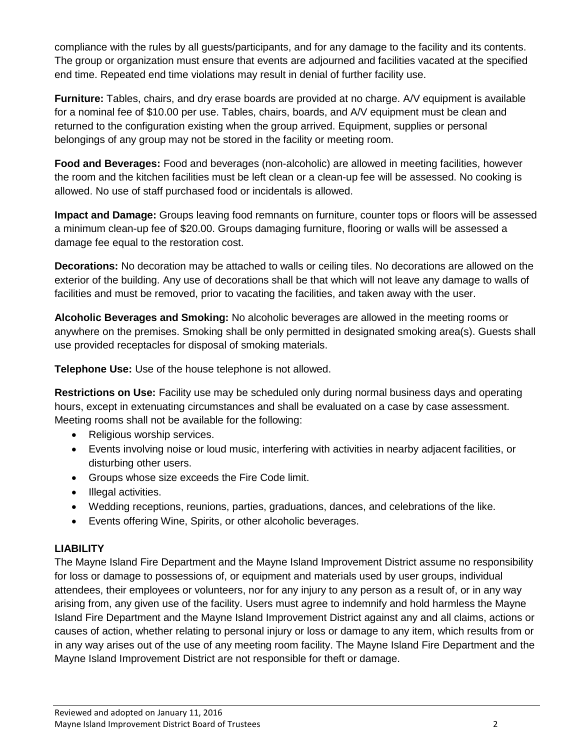compliance with the rules by all guests/participants, and for any damage to the facility and its contents. The group or organization must ensure that events are adjourned and facilities vacated at the specified end time. Repeated end time violations may result in denial of further facility use.

**Furniture:** Tables, chairs, and dry erase boards are provided at no charge. A/V equipment is available for a nominal fee of $10.00 per use. Tables, chairs, boards, and A/V equipment must be clean and returned to the configuration existing when the group arrived. Equipment, supplies or personal belongings of any group may not be stored in the facility or meeting room.

**Food and Beverages:** Food and beverages (non-alcoholic) are allowed in meeting facilities, however the room and the kitchen facilities must be left clean or a clean-up fee will be assessed. No cooking is allowed. No use of staff purchased food or incidentals is allowed.

**Impact and Damage:** Groups leaving food remnants on furniture, counter tops or floors will be assessed a minimum clean-up fee of $20.00. Groups damaging furniture, flooring or walls will be assessed a damage fee equal to the restoration cost.

**Decorations:** No decoration may be attached to walls or ceiling tiles. No decorations are allowed on the exterior of the building. Any use of decorations shall be that which will not leave any damage to walls of facilities and must be removed, prior to vacating the facilities, and taken away with the user.

**Alcoholic Beverages and Smoking:** No alcoholic beverages are allowed in the meeting rooms or anywhere on the premises. Smoking shall be only permitted in designated smoking area(s). Guests shall use provided receptacles for disposal of smoking materials.

**Telephone Use:** Use of the house telephone is not allowed.

**Restrictions on Use:** Facility use may be scheduled only during normal business days and operating hours, except in extenuating circumstances and shall be evaluated on a case by case assessment. Meeting rooms shall not be available for the following:

- Religious worship services.
- Events involving noise or loud music, interfering with activities in nearby adjacent facilities, or disturbing other users.
- Groups whose size exceeds the Fire Code limit.
- Illegal activities.
- Wedding receptions, reunions, parties, graduations, dances, and celebrations of the like.
- Events offering Wine, Spirits, or other alcoholic beverages.

## LIABILITY

The Mayne Island Fire Department and the Mayne Island Improvement District assume no responsibility for loss or damage to possessions of, or equipment and materials used by user groups, individual attendees, their employees or volunteers, nor for any injury to any person as a result of, or in any way arising from, any given use of the facility. Users must agree to indemnify and hold harmless the Mayne Island Fire Department and the Mayne Island Improvement District against any and all claims, actions or causes of action, whether relating to personal injury or loss or damage to any item, which results from or in any way arises out of the use of any meeting room facility. The Mayne Island Fire Department and the Mayne Island Improvement District are not responsible for theft or damage.

Reviewed and adopted on January 11, 2016
Mayne Island Improvement District Board of Trustees